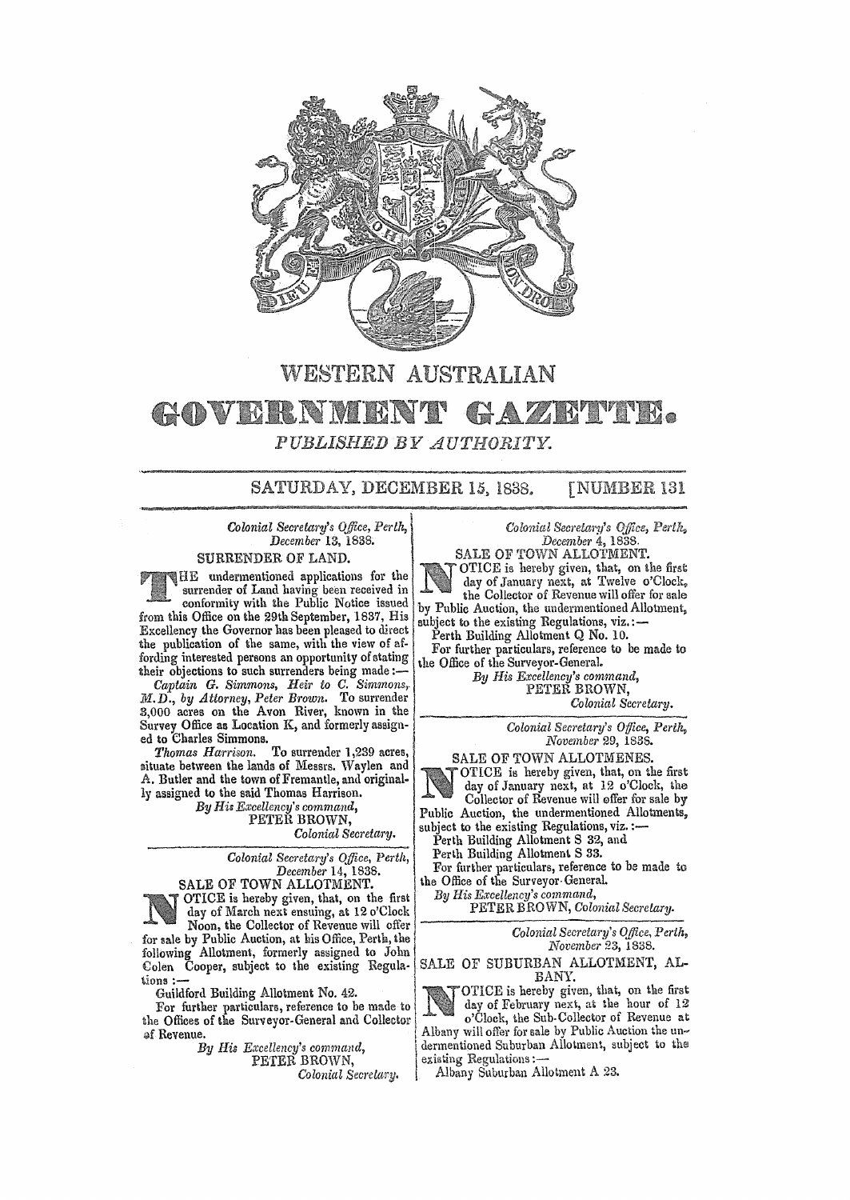# WESTERN AUSTRALIAN

# GOVERNMENT GAZETTE.

*PUBLISHED BY AUTHORITY.*

SATURDAY, DECEMBER 15, 1838. [NUMBER 131

*Colonial Secretary's Office, Perth, December 13, 1838.*

## SURRENDER OF LAND.

THE undermentioned applications for the surrender of Land having been received in conformity with the Public Notice issued from this Office on the 29th September, 1837, His Excellency the Governor has been pleased to direct the publication of the same, with the view of affording interested persons an opportunity of stating their objections to such surrenders being made :—

*Captain G. Simmons, Heir to C. Simmons, M.D., by Attorney, Peter Brown.* To surrender 3,000 acres on the Avon River, known in the Survey Office as Location K, and formerly assigned to Charles Simmons.

*Thomas Harrison.* To surrender 1,239 acres, situate between the lands of Messrs. Waylen and A. Butler and the town of Fremantle, and originally assigned to the said Thomas Harrison.

*By His Excellency's command,*
PETER BROWN,
*Colonial Secretary.*

---

*Colonial Secretary's Office, Perth, December 14, 1838.*

## SALE OF TOWN ALLOTMENT.

NOTICE is hereby given, that, on the first day of March next ensuing, at 12 o'Clock Noon, the Collector of Revenue will offer for sale by Public Auction, at his Office, Perth, the following Allotment, formerly assigned to John Colen Cooper, subject to the existing Regulations :—

Guildford Building Allotment No. 42.

For further particulars, reference to be made to the Offices of the Surveyor-General and Collector of Revenue.

*By His Excellency's command,*
PETER BROWN,
*Colonial Secretary.*

---

*Colonial Secretary's Office, Perth, December 4, 1838.*

## SALE OF TOWN ALLOTMENT.

NOTICE is hereby given, that, on the first day of January next, at Twelve o'Clock, the Collector of Revenue will offer for sale by Public Auction, the undermentioned Allotment, subject to the existing Regulations, viz. :—

Perth Building Allotment Q No. 10.

For further particulars, reference to be made to the Office of the Surveyor-General.

*By His Excellency's command,*
PETER BROWN,
*Colonial Secretary.*

---

*Colonial Secretary's Office, Perth, November 29, 1838.*

## SALE OF TOWN ALLOTMENES.

NOTICE is hereby given, that, on the first day of January next, at 12 o'Clock, the Collector of Revenue will offer for sale by Public Auction, the undermentioned Allotments, subject to the existing Regulations, viz. :—

Perth Building Allotment S 32, and
Perth Building Allotment S 33.

For further particulars, reference to be made to the Office of the Surveyor-General.

*By His Excellency's command,*
PETER BROWN, *Colonial Secretary.*

---

*Colonial Secretary's Office, Perth, November 23, 1838.*

## SALE OF SUBURBAN ALLOTMENT, ALBANY.

NOTICE is hereby given, that, on the first day of February next, at the hour of 12 o'Clock, the Sub-Collector of Revenue at Albany will offer for sale by Public Auction the undermentioned Suburban Allotment, subject to the existing Regulations :—

Albany Suburban Allotment A 23.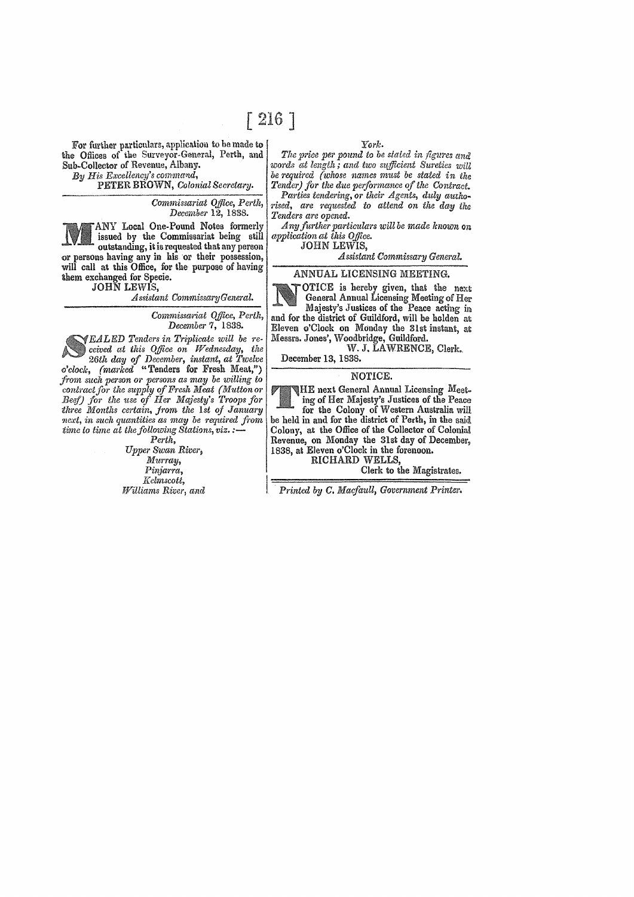For further particulars, application to be made to the Offices of the Surveyor-General, Perth, and Sub-Collector of Revenue, Albany.

*By His Excellency's command,*

PETER BROWN, *Colonial Secretary.*

---

*Commissariat Office, Perth, December* 12, 1838.

MANY Local One-Pound Notes formerly issued by the Commissariat being still outstanding, it is requested that any person or persons having any in his or their possession, will call at this Office, for the purpose of having them exchanged for Specie.

JOHN LEWIS,

*Assistant Commissary General.*

---

*Commissariat Office, Perth, December* 7, 1838.

*SEALED Tenders in Triplicate will be received at this Office on Wednesday, the 26th day of December, instant, at Twelve o'clock, (marked* "Tenders for Fresh Meat,") *from such person or persons as may be willing to contract for the supply of Fresh Meat (Mutton or Beef) for the use of Her Majesty's Troops for three Months certain, from the 1st of January next, in such quantities as may be required from time to time at the following Stations, viz.:—*

*Perth,*
*Upper Swan River,*
*Murray,*
*Pinjarra,*
*Kelmscott,*
*Williams River, and*
*York.*

*The price per pound to be stated in figures and words at length; and two sufficient Sureties will be required (whose names must be stated in the Tender) for the due performance of the Contract.*

*Parties tendering, or their Agents, duly authorised, are requested to attend on the day the Tenders are opened.*

*Any further particulars will be made known on application at this Office.*

JOHN LEWIS,

*Assistant Commissary General.*

---

## ANNUAL LICENSING MEETING.

NOTICE is hereby given, that the next General Annual Licensing Meeting of Her Majesty's Justices of the Peace acting in and for the district of Guildford, will be holden at Eleven o'Clock on Monday the 31st instant, at Messrs. Jones', Woodbridge, Guildford.

W. J. LAWRENCE, Clerk.

December 13, 1838.

---

## NOTICE.

THE next General Annual Licensing Meeting of Her Majesty's Justices of the Peace for the Colony of Western Australia will be held in and for the district of Perth, in the said Colony, at the Office of the Collector of Colonial Revenue, on Monday the 31st day of December, 1838, at Eleven o'Clock in the forenoon.

RICHARD WELLS,

Clerk to the Magistrates.

---

*Printed by C. Macfaull, Government Printer.*